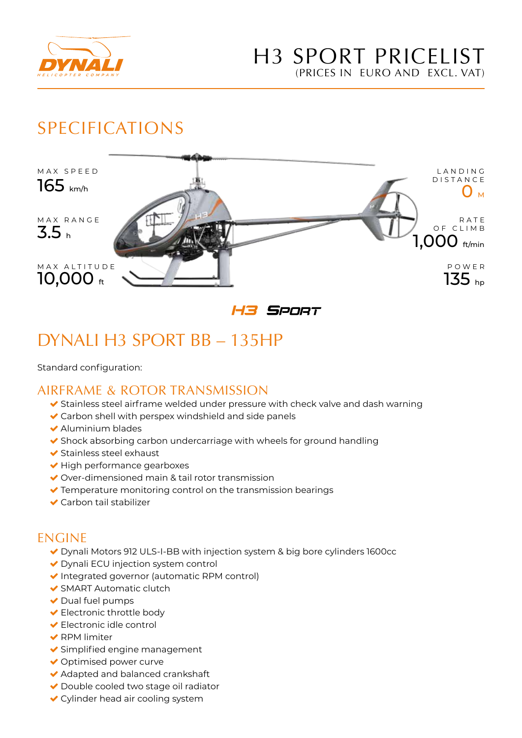# H3 SPORT PRICELIST

(PRICES IN EURO AND EXCL. VAT)

## SPECIFICATIONS

MAX SPEED
165 km/h

MAX RANGE
3.5 h

MAX ALTITUDE
10,000 ft

LANDING DISTANCE
0 M

RATE OF CLIMB
1,000 ft/min

POWER
135 hp

H3 SPORT

## DYNALI H3 SPORT BB – 135HP

Standard configuration:

### AIRFRAME & ROTOR TRANSMISSION

- Stainless steel airframe welded under pressure with check valve and dash warning
- Carbon shell with perspex windshield and side panels
- Aluminium blades
- Shock absorbing carbon undercarriage with wheels for ground handling
- Stainless steel exhaust
- High performance gearboxes
- Over-dimensioned main & tail rotor transmission
- Temperature monitoring control on the transmission bearings
- Carbon tail stabilizer

### ENGINE

- Dynali Motors 912 ULS-I-BB with injection system & big bore cylinders 1600cc
- Dynali ECU injection system control
- Integrated governor (automatic RPM control)
- SMART Automatic clutch
- Dual fuel pumps
- Electronic throttle body
- Electronic idle control
- RPM limiter
- Simplified engine management
- Optimised power curve
- Adapted and balanced crankshaft
- Double cooled two stage oil radiator
- Cylinder head air cooling system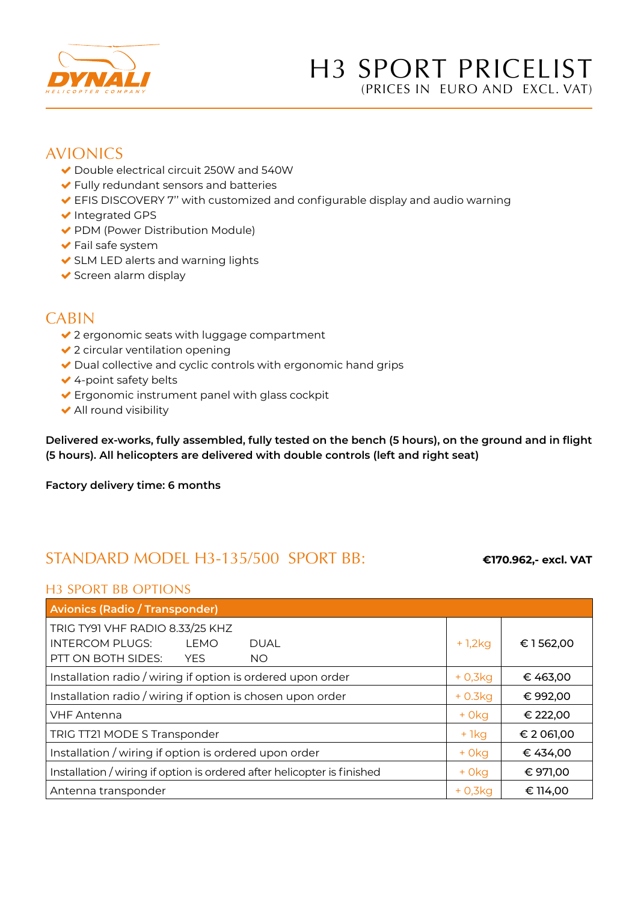# H3 SPORT PRICELIST
(PRICES IN EURO AND EXCL. VAT)

## AVIONICS

- Double electrical circuit 250W and 540W
- Fully redundant sensors and batteries
- EFIS DISCOVERY 7'' with customized and configurable display and audio warning
- Integrated GPS
- PDM (Power Distribution Module)
- Fail safe system
- SLM LED alerts and warning lights
- Screen alarm display

## CABIN

- 2 ergonomic seats with luggage compartment
- 2 circular ventilation opening
- Dual collective and cyclic controls with ergonomic hand grips
- 4-point safety belts
- Ergonomic instrument panel with glass cockpit
- All round visibility

**Delivered ex-works, fully assembled, fully tested on the bench (5 hours), on the ground and in flight (5 hours). All helicopters are delivered with double controls (left and right seat)**

**Factory delivery time: 6 months**

## STANDARD MODEL H3-135/500 SPORT BB:

**€170.962,- excl. VAT**

### H3 SPORT BB OPTIONS

| Avionics (Radio / Transponder) | | |
|---|---|---|
| TRIG TY91 VHF RADIO 8.33/25 KHZ<br>INTERCOM PLUGS: LEMO DUAL<br>PTT ON BOTH SIDES: YES NO | + 1,2kg | € 1 562,00 |
| Installation radio / wiring if option is ordered upon order | + 0,3kg | € 463,00 |
| Installation radio / wiring if option is chosen upon order | + 0.3kg | € 992,00 |
| VHF Antenna | + 0kg | € 222,00 |
| TRIG TT21 MODE S Transponder | + 1kg | € 2 061,00 |
| Installation / wiring if option is ordered upon order | + 0kg | € 434,00 |
| Installation / wiring if option is ordered after helicopter is finished | + 0kg | € 971,00 |
| Antenna transponder | + 0,3kg | € 114,00 |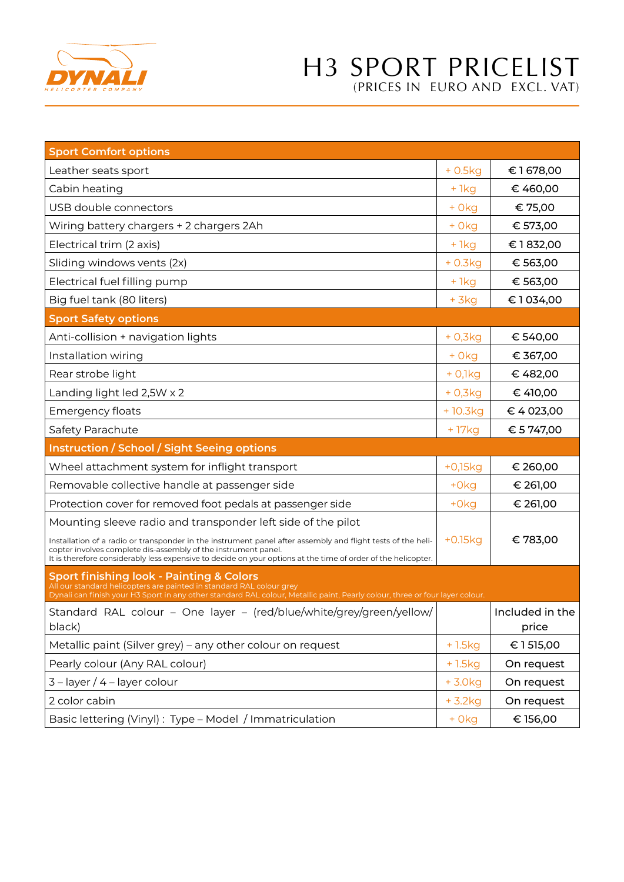# H3 SPORT PRICELIST

(PRICES IN EURO AND EXCL. VAT)

| Sport Comfort options | | |
|---|---|---|
| Leather seats sport | + 0.5kg | € 1 678,00 |
| Cabin heating | + 1kg | € 460,00 |
| USB double connectors | + 0kg | € 75,00 |
| Wiring battery chargers + 2 chargers 2Ah | + 0kg | € 573,00 |
| Electrical trim (2 axis) | + 1kg | € 1 832,00 |
| Sliding windows vents (2x) | + 0.3kg | € 563,00 |
| Electrical fuel filling pump | + 1kg | € 563,00 |
| Big fuel tank (80 liters) | + 3kg | € 1 034,00 |
| **Sport Safety options** | | |
| Anti-collision + navigation lights | + 0,3kg | € 540,00 |
| Installation wiring | + 0kg | € 367,00 |
| Rear strobe light | + 0,1kg | € 482,00 |
| Landing light led 2,5W x 2 | + 0,3kg | € 410,00 |
| Emergency floats | + 10.3kg | € 4 023,00 |
| Safety Parachute | + 17kg | € 5 747,00 |
| **Instruction / School / Sight Seeing options** | | |
| Wheel attachment system for inflight transport | +0,15kg | € 260,00 |
| Removable collective handle at passenger side | +0kg | € 261,00 |
| Protection cover for removed foot pedals at passenger side | +0kg | € 261,00 |
| Mounting sleeve radio and transponder left side of the pilot<br>Installation of a radio or transponder in the instrument panel after assembly and flight tests of the helicopter involves complete dis-assembly of the instrument panel.<br>It is therefore considerably less expensive to decide on your options at the time of order of the helicopter. | +0.15kg | € 783,00 |
| **Sport finishing look - Painting & Colors**<br>All our standard helicopters are painted in standard RAL colour grey<br>Dynali can finish your H3 Sport in any other standard RAL colour, Metallic paint, Pearly colour, three or four layer colour. | | |
| Standard RAL colour – One layer – (red/blue/white/grey/green/yellow/black) | | Included in the price |
| Metallic paint (Silver grey) – any other colour on request | + 1.5kg | € 1 515,00 |
| Pearly colour (Any RAL colour) | + 1.5kg | On request |
| 3 – layer / 4 – layer colour | + 3.0kg | On request |
| 2 color cabin | + 3.2kg | On request |
| Basic lettering (Vinyl) : Type – Model / Immatriculation | + 0kg | € 156,00 |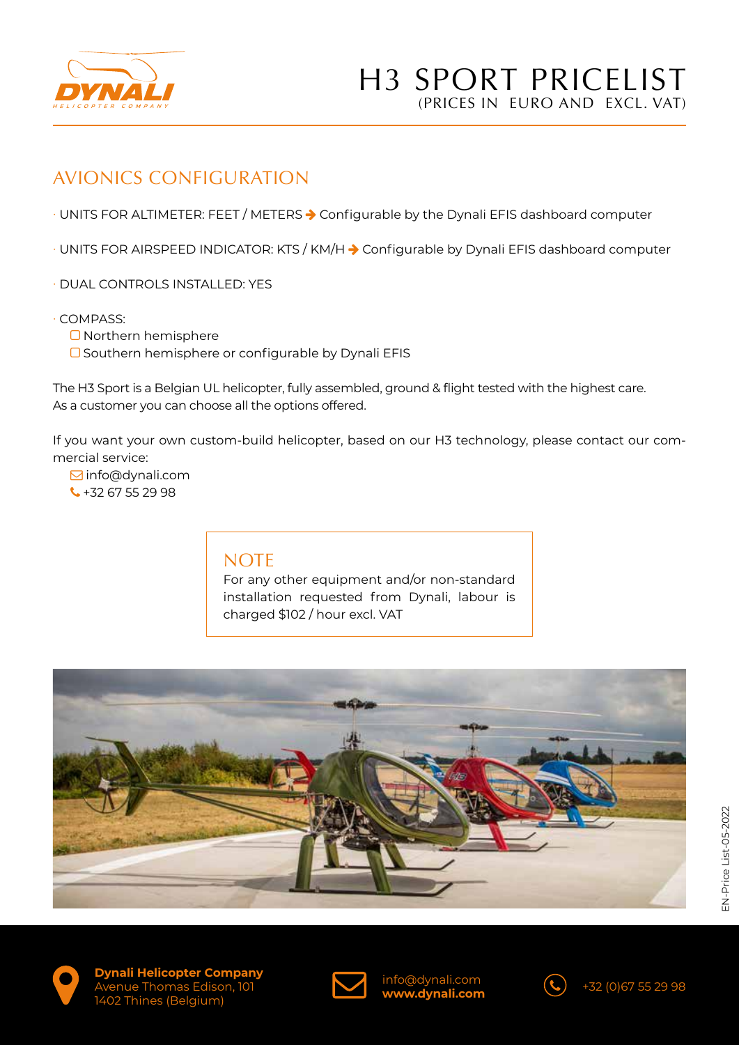# H3 SPORT PRICELIST

(PRICES IN EURO AND EXCL. VAT)

## AVIONICS CONFIGURATION

- UNITS FOR ALTIMETER: FEET / METERS → Configurable by the Dynali EFIS dashboard computer
- UNITS FOR AIRSPEED INDICATOR: KTS / KM/H → Configurable by Dynali EFIS dashboard computer
- DUAL CONTROLS INSTALLED: YES
- COMPASS:
  - ☐ Northern hemisphere
  - ☐ Southern hemisphere or configurable by Dynali EFIS

The H3 Sport is a Belgian UL helicopter, fully assembled, ground & flight tested with the highest care. As a customer you can choose all the options offered.

If you want your own custom-build helicopter, based on our H3 technology, please contact our commercial service:

- info@dynali.com
- +32 67 55 29 98

### NOTE

For any other equipment and/or non-standard installation requested from Dynali, labour is charged $102 / hour excl. VAT

**Dynali Helicopter Company**
Avenue Thomas Edison, 101
1402 Thines (Belgium)

info@dynali.com
**www.dynali.com**

+32 (0)67 55 29 98

EN-Price List-05-2022